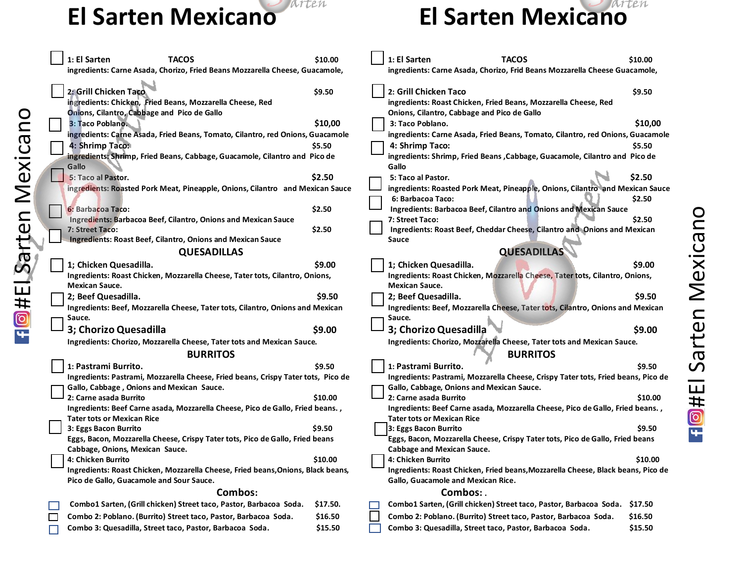# El Sarten Mexicano

#El Sarten Mexicano

## TACOS

- [ ] 1: El Sarten — $10.00
  ingredients: Carne Asada, Chorizo, Fried Beans Mozzarella Cheese, Guacamole,
- [ ] 2: Grill Chicken Taco — $9.50
  ingredients: Chicken, Fried Beans, Mozzarella Cheese, Red Onions, Cilantro, Cabbage and Pico de Gallo
- [ ] 3: Taco Poblano. — $10,00
  ingredients: Carne Asada, Fried Beans, Tomato, Cilantro, red Onions, Guacamole
- [ ] 4: Shrimp Taco: — $5.50
  ingredients: Shrimp, Fried Beans, Cabbage, Guacamole, Cilantro and Pico de Gallo
- [ ] 5: Taco al Pastor. — $2.50
  ingredients: Roasted Pork Meat, Pineapple, Onions, Cilantro and Mexican Sauce
- [ ] 6: Barbacoa Taco: — $2.50
  Ingredients: Barbacoa Beef, Cilantro, Onions and Mexican Sauce
- [ ] 7: Street Taco: — $2.50
  Ingredients: Roast Beef, Cilantro, Onions and Mexican Sauce

## QUESADILLAS

- [ ] 1; Chicken Quesadilla. — $9.00
  Ingredients: Roast Chicken, Mozzarella Cheese, Tater tots, Cilantro, Onions, Mexican Sauce.
- [ ] 2; Beef Quesadilla. — $9.50
  Ingredients: Beef, Mozzarella Cheese, Tater tots, Cilantro, Onions and Mexican Sauce.
- [ ] 3; Chorizo Quesadilla — $9.00
  Ingredients: Chorizo, Mozzarella Cheese, Tater tots and Mexican Sauce.

## BURRITOS

- [ ] 1: Pastrami Burrito. — $9.50
  Ingredients: Pastrami, Mozzarella Cheese, Fried beans, Crispy Tater tots, Pico de Gallo, Cabbage , Onions and Mexican Sauce.
- [ ] 2: Carne asada Burrito — $10.00
  Ingredients: Beef Carne asada, Mozzarella Cheese, Pico de Gallo, Fried beans. , Tater tots or Mexican Rice
- [ ] 3: Eggs Bacon Burrito — $9.50
  Eggs, Bacon, Mozzarella Cheese, Crispy Tater tots, Pico de Gallo, Fried beans Cabbage, Onions, Mexican Sauce.
- [ ] 4: Chicken Burrito — $10.00
  Ingredients: Roast Chicken, Mozzarella Cheese, Fried beans,Onions, Black beans, Pico de Gallo, Guacamole and Sour Sauce.

## Combos:

- [ ] Combo1 Sarten, (Grill chicken) Street taco, Pastor, Barbacoa Soda. — $17.50.
- [ ] Combo 2: Poblano. (Burrito) Street taco, Pastor, Barbacoa Soda. — $16.50
- [ ] Combo 3: Quesadilla, Street taco, Pastor, Barbacoa Soda. — $15.50

# El Sarten Mexicano

#El Sarten Mexicano

## TACOS

- [ ] 1: El Sarten — $10.00
  ingredients: Carne Asada, Chorizo, Frid Beans Mozzarella Cheese Guacamole,
- [ ] 2: Grill Chicken Taco — $9.50
  ingredients: Roast Chicken, Fried Beans, Mozzarella Cheese, Red Onions, Cilantro, Cabbage and Pico de Gallo
- [ ] 3: Taco Poblano. — $10,00
  ingredients: Carne Asada, Fried Beans, Tomato, Cilantro, red Onions, Guacamole
- [ ] 4: Shrimp Taco: — $5.50
  ingredients: Shrimp, Fried Beans ,Cabbage, Guacamole, Cilantro and Pico de Gallo
- [ ] 5: Taco al Pastor. — $2.50
  ingredients: Roasted Pork Meat, Pineapple, Onions, Cilantro and Mexican Sauce
- [ ] 6: Barbacoa Taco: — $2.50
  Ingredients: Barbacoa Beef, Cilantro and Onions and Mexican Sauce
- [ ] 7: Street Taco: — $2.50
  Ingredients: Roast Beef, Cheddar Cheese, Cilantro and Onions and Mexican Sauce

## QUESADILLAS

- [ ] 1; Chicken Quesadilla. — $9.00
  Ingredients: Roast Chicken, Mozzarella Cheese, Tater tots, Cilantro, Onions, Mexican Sauce.
- [ ] 2; Beef Quesadilla. — $9.50
  Ingredients: Beef, Mozzarella Cheese, Tater tots, Cilantro, Onions and Mexican Sauce.
- [ ] 3; Chorizo Quesadilla — $9.00
  Ingredients: Chorizo, Mozzarella Cheese, Tater tots and Mexican Sauce.

## BURRITOS

- [ ] 1: Pastrami Burrito. — $9.50
  Ingredients: Pastrami, Mozzarella Cheese, Crispy Tater tots, Fried beans, Pico de Gallo, Cabbage, Onions and Mexican Sauce.
- [ ] 2: Carne asada Burrito — $10.00
  Ingredients: Beef Carne asada, Mozzarella Cheese, Pico de Gallo, Fried beans. , Tater tots or Mexican Rice
- [ ] 3: Eggs Bacon Burrito — $9.50
  Eggs, Bacon, Mozzarella Cheese, Crispy Tater tots, Pico de Gallo, Fried beans Cabbage and Mexican Sauce.
- [ ] 4: Chicken Burrito — $10.00
  Ingredients: Roast Chicken, Fried beans,Mozzarella Cheese, Black beans, Pico de Gallo, Guacamole and Mexican Rice.

## Combos: .

- [ ] Combo1 Sarten, (Grill chicken) Street taco, Pastor, Barbacoa Soda. — $17.50
- [ ] Combo 2: Poblano. (Burrito) Street taco, Pastor, Barbacoa Soda. — $16.50
- [ ] Combo 3: Quesadilla, Street taco, Pastor, Barbacoa Soda. — $15.50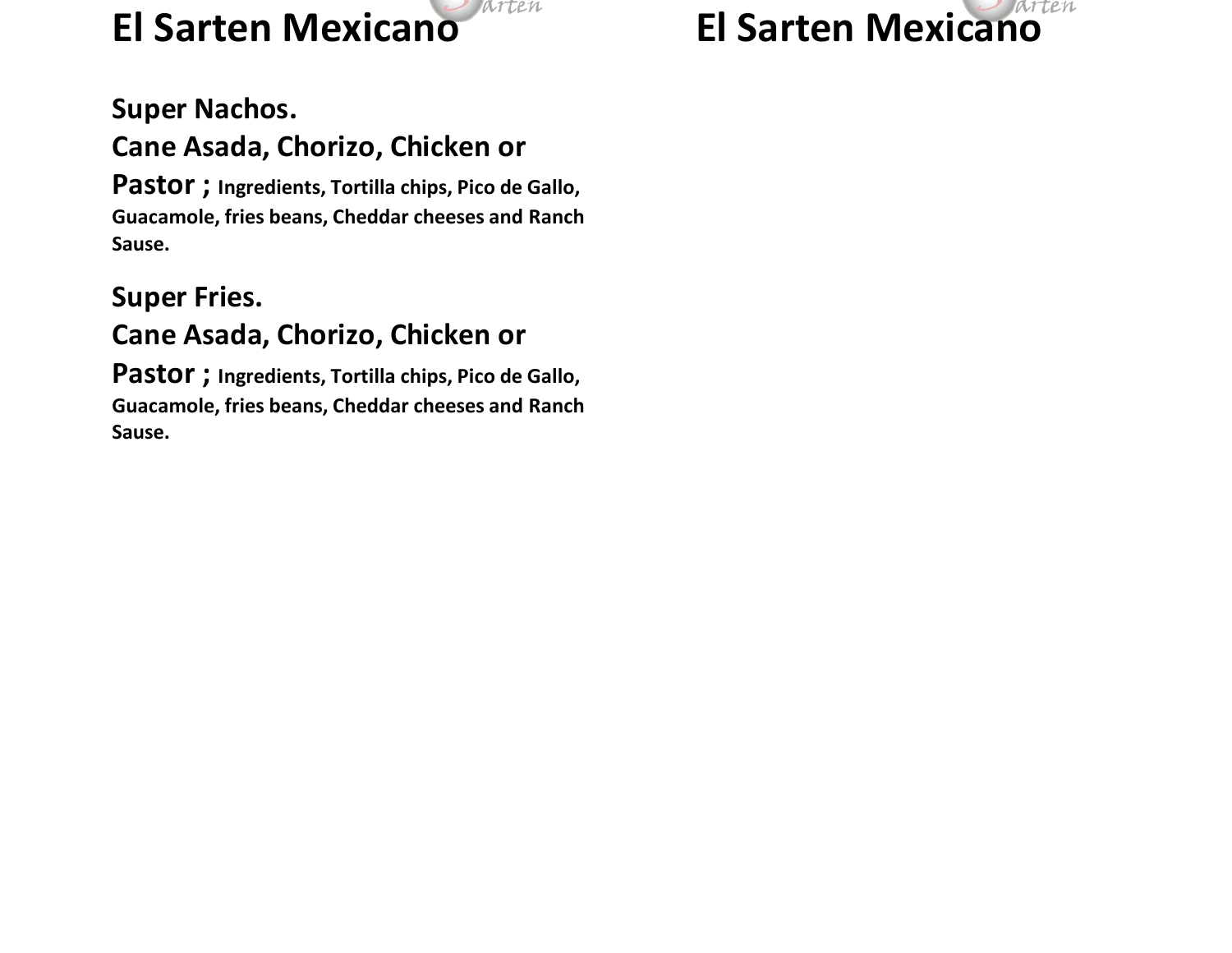# El Sarten Mexicano

**Super Nachos.**
**Cane Asada, Chorizo, Chicken or Pastor ;** **Ingredients, Tortilla chips, Pico de Gallo, Guacamole, fries beans, Cheddar cheeses and Ranch Sause.**

**Super Fries.**
**Cane Asada, Chorizo, Chicken or Pastor ;** **Ingredients, Tortilla chips, Pico de Gallo, Guacamole, fries beans, Cheddar cheeses and Ranch Sause.**

# El Sarten Mexicano